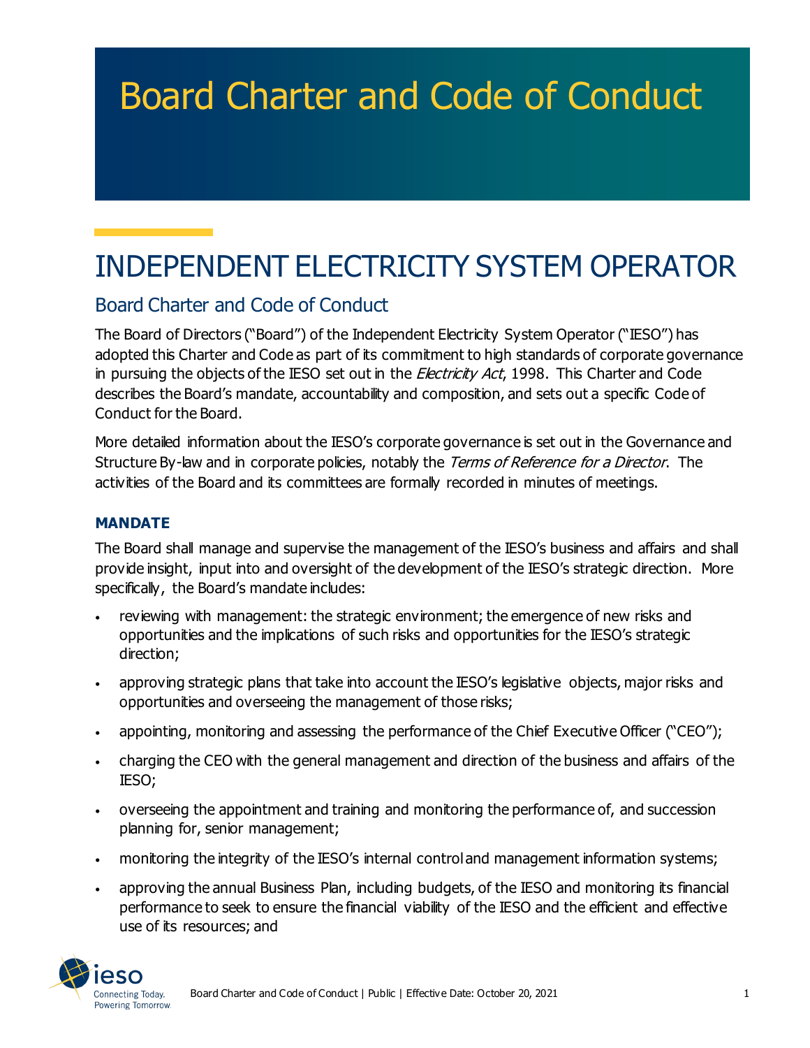# Board Charter and Code of Conduct

# INDEPENDENT ELECTRICITY SYSTEM OPERATOR

## Board Charter and Code of Conduct

The Board of Directors ("Board") of the Independent Electricity System Operator ("IESO") has adopted this Charter and Code as part of its commitment to high standards of corporate governance in pursuing the objects of the IESO set out in the *Electricity Act*, 1998. This Charter and Code describes the Board's mandate, accountability and composition, and sets out a specific Code of Conduct for the Board.

More detailed information about the IESO's corporate governance is set out in the Governance and Structure By-law and in corporate policies, notably the *Terms of Reference for a Director*. The activities of the Board and its committees are formally recorded in minutes of meetings.

### MANDATE

The Board shall manage and supervise the management of the IESO's business and affairs and shall provide insight, input into and oversight of the development of the IESO's strategic direction. More specifically, the Board's mandate includes:

- reviewing with management: the strategic environment; the emergence of new risks and opportunities and the implications of such risks and opportunities for the IESO's strategic direction;
- approving strategic plans that take into account the IESO's legislative objects, major risks and opportunities and overseeing the management of those risks;
- appointing, monitoring and assessing the performance of the Chief Executive Officer ("CEO");
- charging the CEO with the general management and direction of the business and affairs of the IESO;
- overseeing the appointment and training and monitoring the performance of, and succession planning for, senior management;
- monitoring the integrity of the IESO's internal control and management information systems;
- approving the annual Business Plan, including budgets, of the IESO and monitoring its financial performance to seek to ensure the financial viability of the IESO and the efficient and effective use of its resources; and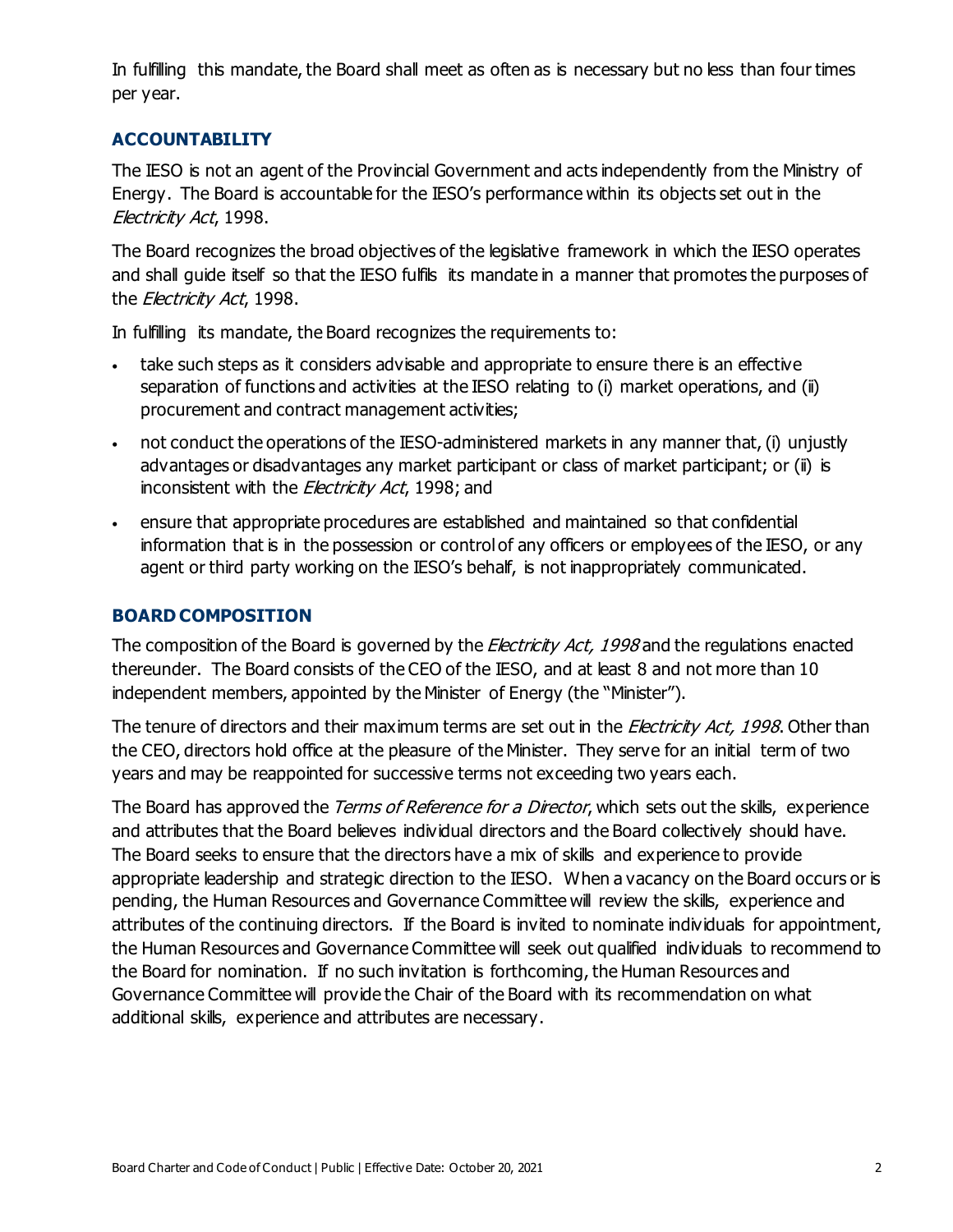In fulfilling this mandate, the Board shall meet as often as is necessary but no less than four times per year.

## ACCOUNTABILITY

The IESO is not an agent of the Provincial Government and acts independently from the Ministry of Energy. The Board is accountable for the IESO's performance within its objects set out in the *Electricity Act*, 1998.

The Board recognizes the broad objectives of the legislative framework in which the IESO operates and shall guide itself so that the IESO fulfils its mandate in a manner that promotes the purposes of the *Electricity Act*, 1998.

In fulfilling its mandate, the Board recognizes the requirements to:

- take such steps as it considers advisable and appropriate to ensure there is an effective separation of functions and activities at the IESO relating to (i) market operations, and (ii) procurement and contract management activities;
- not conduct the operations of the IESO-administered markets in any manner that, (i) unjustly advantages or disadvantages any market participant or class of market participant; or (ii) is inconsistent with the *Electricity Act*, 1998; and
- ensure that appropriate procedures are established and maintained so that confidential information that is in the possession or control of any officers or employees of the IESO, or any agent or third party working on the IESO's behalf, is not inappropriately communicated.

## BOARD COMPOSITION

The composition of the Board is governed by the *Electricity Act, 1998* and the regulations enacted thereunder. The Board consists of the CEO of the IESO, and at least 8 and not more than 10 independent members, appointed by the Minister of Energy (the "Minister").

The tenure of directors and their maximum terms are set out in the *Electricity Act, 1998*. Other than the CEO, directors hold office at the pleasure of the Minister. They serve for an initial term of two years and may be reappointed for successive terms not exceeding two years each.

The Board has approved the *Terms of Reference for a Director*, which sets out the skills, experience and attributes that the Board believes individual directors and the Board collectively should have. The Board seeks to ensure that the directors have a mix of skills and experience to provide appropriate leadership and strategic direction to the IESO. When a vacancy on the Board occurs or is pending, the Human Resources and Governance Committee will review the skills, experience and attributes of the continuing directors. If the Board is invited to nominate individuals for appointment, the Human Resources and Governance Committee will seek out qualified individuals to recommend to the Board for nomination. If no such invitation is forthcoming, the Human Resources and Governance Committee will provide the Chair of the Board with its recommendation on what additional skills, experience and attributes are necessary.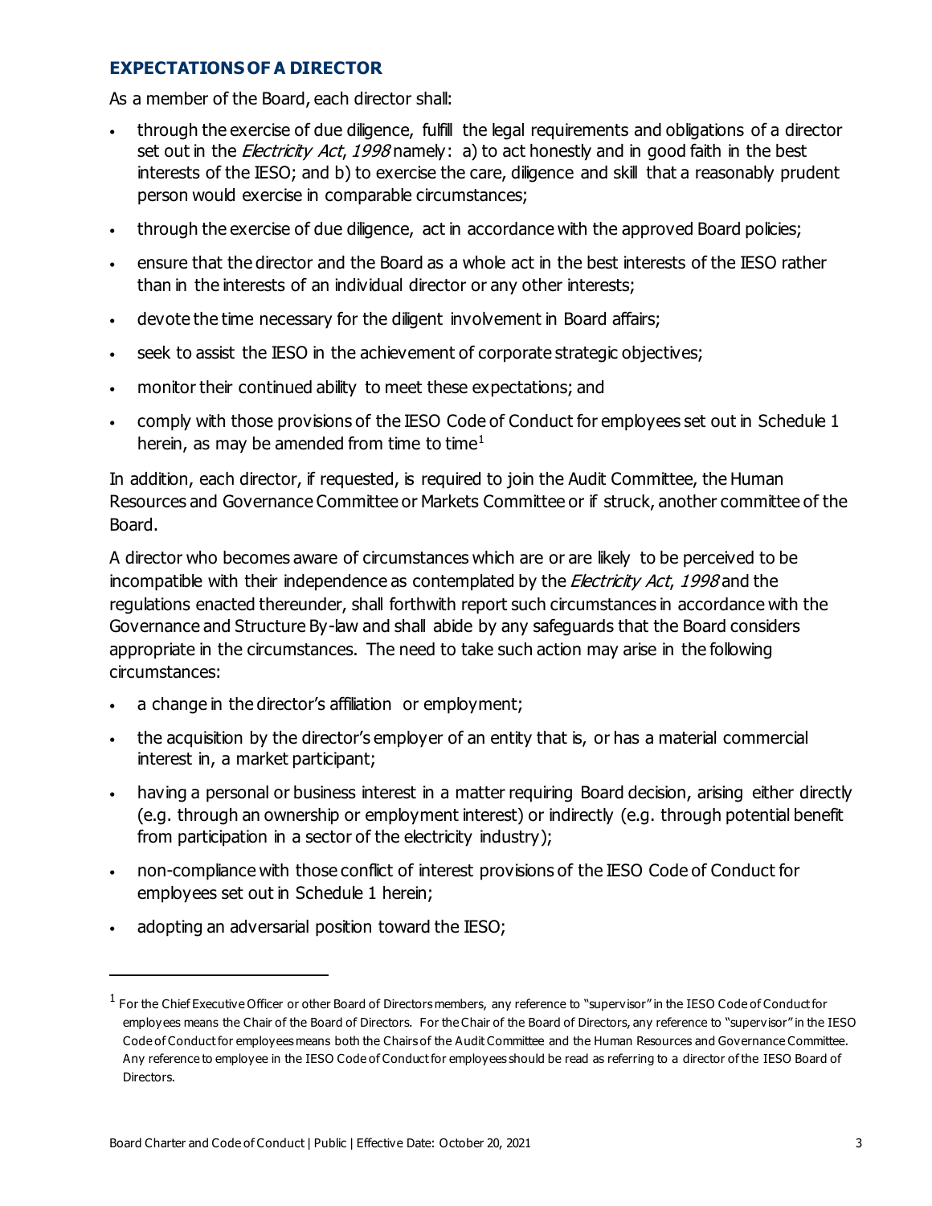## EXPECTATIONS OF A DIRECTOR

As a member of the Board, each director shall:

- through the exercise of due diligence, fulfill the legal requirements and obligations of a director set out in the *Electricity Act, 1998* namely: a) to act honestly and in good faith in the best interests of the IESO; and b) to exercise the care, diligence and skill that a reasonably prudent person would exercise in comparable circumstances;
- through the exercise of due diligence, act in accordance with the approved Board policies;
- ensure that the director and the Board as a whole act in the best interests of the IESO rather than in the interests of an individual director or any other interests;
- devote the time necessary for the diligent involvement in Board affairs;
- seek to assist the IESO in the achievement of corporate strategic objectives;
- monitor their continued ability to meet these expectations; and
- comply with those provisions of the IESO Code of Conduct for employees set out in Schedule 1 herein, as may be amended from time to time[1]

In addition, each director, if requested, is required to join the Audit Committee, the Human Resources and Governance Committee or Markets Committee or if struck, another committee of the Board.

A director who becomes aware of circumstances which are or are likely to be perceived to be incompatible with their independence as contemplated by the *Electricity Act, 1998* and the regulations enacted thereunder, shall forthwith report such circumstances in accordance with the Governance and Structure By-law and shall abide by any safeguards that the Board considers appropriate in the circumstances. The need to take such action may arise in the following circumstances:

- a change in the director's affiliation or employment;
- the acquisition by the director's employer of an entity that is, or has a material commercial interest in, a market participant;
- having a personal or business interest in a matter requiring Board decision, arising either directly (e.g. through an ownership or employment interest) or indirectly (e.g. through potential benefit from participation in a sector of the electricity industry);
- non-compliance with those conflict of interest provisions of the IESO Code of Conduct for employees set out in Schedule 1 herein;
- adopting an adversarial position toward the IESO;

---

[1] For the Chief Executive Officer or other Board of Directors members, any reference to "supervisor" in the IESO Code of Conduct for employees means the Chair of the Board of Directors. For the Chair of the Board of Directors, any reference to "supervisor" in the IESO Code of Conduct for employees means both the Chairs of the Audit Committee and the Human Resources and Governance Committee. Any reference to employee in the IESO Code of Conduct for employees should be read as referring to a director of the IESO Board of Directors.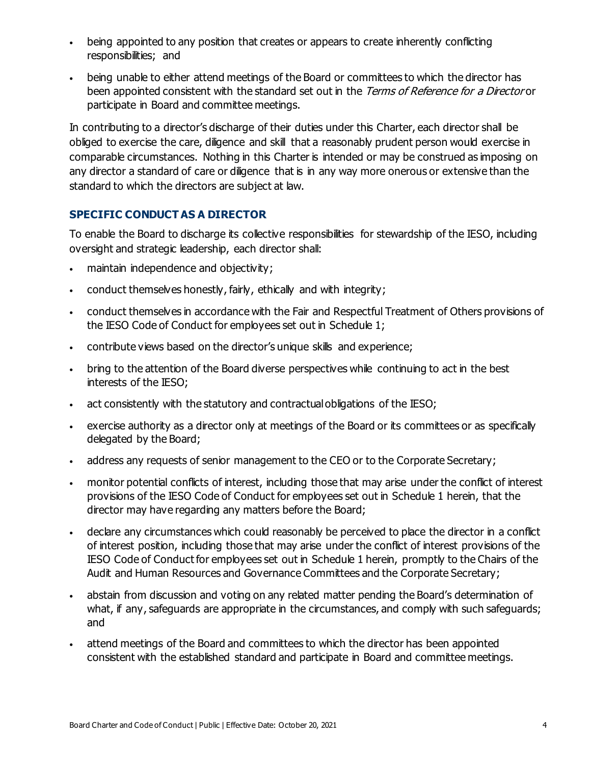- being appointed to any position that creates or appears to create inherently conflicting responsibilities; and
- being unable to either attend meetings of the Board or committees to which the director has been appointed consistent with the standard set out in the *Terms of Reference for a Director* or participate in Board and committee meetings.

In contributing to a director's discharge of their duties under this Charter, each director shall be obliged to exercise the care, diligence and skill that a reasonably prudent person would exercise in comparable circumstances. Nothing in this Charter is intended or may be construed as imposing on any director a standard of care or diligence that is in any way more onerous or extensive than the standard to which the directors are subject at law.

## SPECIFIC CONDUCT AS A DIRECTOR

To enable the Board to discharge its collective responsibilities for stewardship of the IESO, including oversight and strategic leadership, each director shall:

- maintain independence and objectivity;
- conduct themselves honestly, fairly, ethically and with integrity;
- conduct themselves in accordance with the Fair and Respectful Treatment of Others provisions of the IESO Code of Conduct for employees set out in Schedule 1;
- contribute views based on the director's unique skills and experience;
- bring to the attention of the Board diverse perspectives while continuing to act in the best interests of the IESO;
- act consistently with the statutory and contractual obligations of the IESO;
- exercise authority as a director only at meetings of the Board or its committees or as specifically delegated by the Board;
- address any requests of senior management to the CEO or to the Corporate Secretary;
- monitor potential conflicts of interest, including those that may arise under the conflict of interest provisions of the IESO Code of Conduct for employees set out in Schedule 1 herein, that the director may have regarding any matters before the Board;
- declare any circumstances which could reasonably be perceived to place the director in a conflict of interest position, including those that may arise under the conflict of interest provisions of the IESO Code of Conduct for employees set out in Schedule 1 herein, promptly to the Chairs of the Audit and Human Resources and Governance Committees and the Corporate Secretary;
- abstain from discussion and voting on any related matter pending the Board's determination of what, if any, safeguards are appropriate in the circumstances, and comply with such safeguards; and
- attend meetings of the Board and committees to which the director has been appointed consistent with the established standard and participate in Board and committee meetings.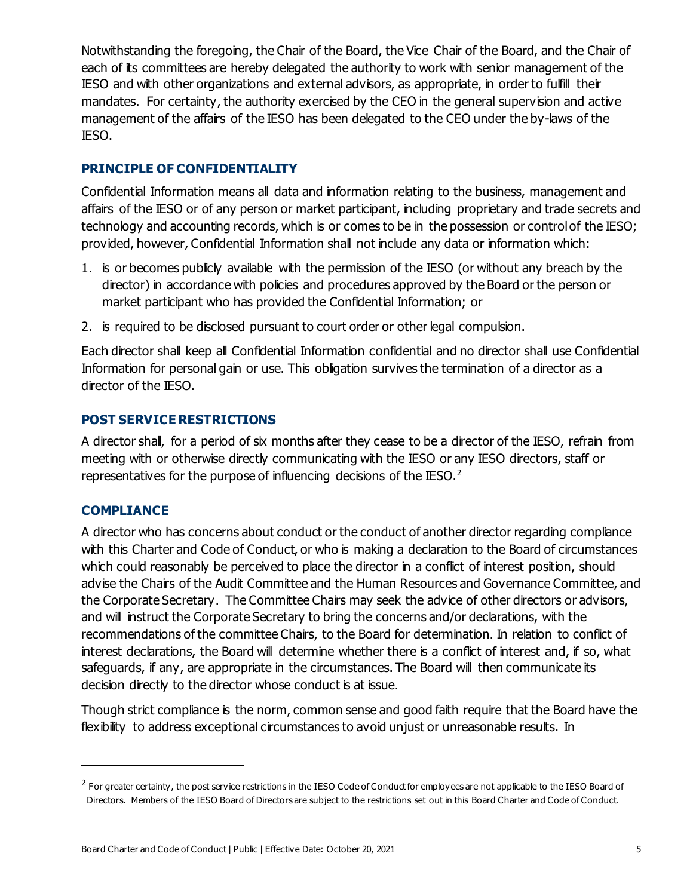Notwithstanding the foregoing, the Chair of the Board, the Vice Chair of the Board, and the Chair of each of its committees are hereby delegated the authority to work with senior management of the IESO and with other organizations and external advisors, as appropriate, in order to fulfill their mandates. For certainty, the authority exercised by the CEO in the general supervision and active management of the affairs of the IESO has been delegated to the CEO under the by-laws of the IESO.

### PRINCIPLE OF CONFIDENTIALITY

Confidential Information means all data and information relating to the business, management and affairs of the IESO or of any person or market participant, including proprietary and trade secrets and technology and accounting records, which is or comes to be in the possession or control of the IESO; provided, however, Confidential Information shall not include any data or information which:

1. is or becomes publicly available with the permission of the IESO (or without any breach by the director) in accordance with policies and procedures approved by the Board or the person or market participant who has provided the Confidential Information; or
2. is required to be disclosed pursuant to court order or other legal compulsion.

Each director shall keep all Confidential Information confidential and no director shall use Confidential Information for personal gain or use. This obligation survives the termination of a director as a director of the IESO.

### POST SERVICE RESTRICTIONS

A director shall, for a period of six months after they cease to be a director of the IESO, refrain from meeting with or otherwise directly communicating with the IESO or any IESO directors, staff or representatives for the purpose of influencing decisions of the IESO.[2]

### COMPLIANCE

A director who has concerns about conduct or the conduct of another director regarding compliance with this Charter and Code of Conduct, or who is making a declaration to the Board of circumstances which could reasonably be perceived to place the director in a conflict of interest position, should advise the Chairs of the Audit Committee and the Human Resources and Governance Committee, and the Corporate Secretary. The Committee Chairs may seek the advice of other directors or advisors, and will instruct the Corporate Secretary to bring the concerns and/or declarations, with the recommendations of the committee Chairs, to the Board for determination. In relation to conflict of interest declarations, the Board will determine whether there is a conflict of interest and, if so, what safeguards, if any, are appropriate in the circumstances. The Board will then communicate its decision directly to the director whose conduct is at issue.

Though strict compliance is the norm, common sense and good faith require that the Board have the flexibility to address exceptional circumstances to avoid unjust or unreasonable results. In

---

[2] For greater certainty, the post service restrictions in the IESO Code of Conduct for employees are not applicable to the IESO Board of Directors. Members of the IESO Board of Directors are subject to the restrictions set out in this Board Charter and Code of Conduct.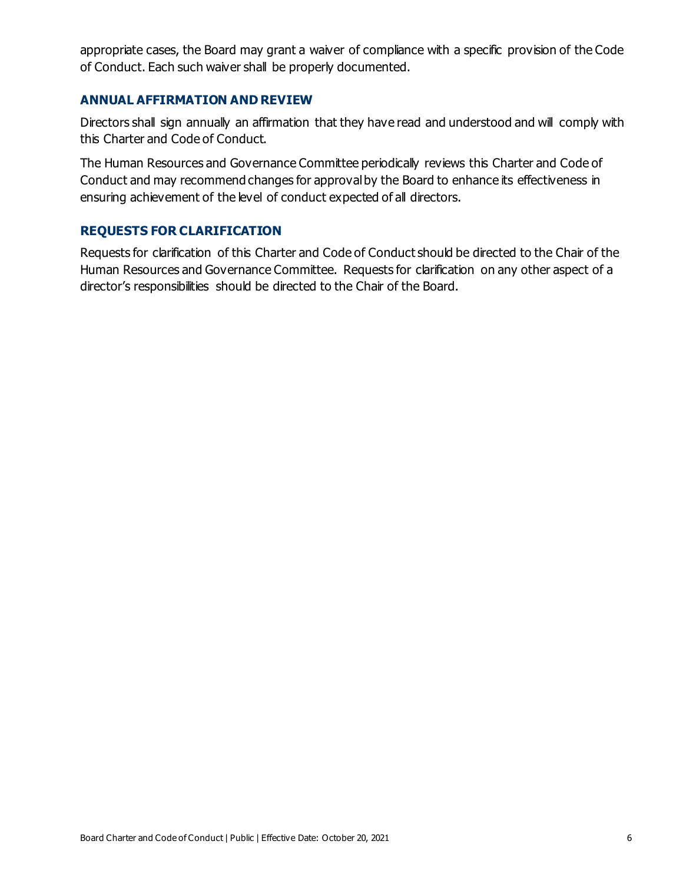appropriate cases, the Board may grant a waiver of compliance with a specific provision of the Code of Conduct. Each such waiver shall be properly documented.

## ANNUAL AFFIRMATION AND REVIEW

Directors shall sign annually an affirmation that they have read and understood and will comply with this Charter and Code of Conduct.

The Human Resources and Governance Committee periodically reviews this Charter and Code of Conduct and may recommend changes for approval by the Board to enhance its effectiveness in ensuring achievement of the level of conduct expected of all directors.

## REQUESTS FOR CLARIFICATION

Requests for clarification of this Charter and Code of Conduct should be directed to the Chair of the Human Resources and Governance Committee. Requests for clarification on any other aspect of a director's responsibilities should be directed to the Chair of the Board.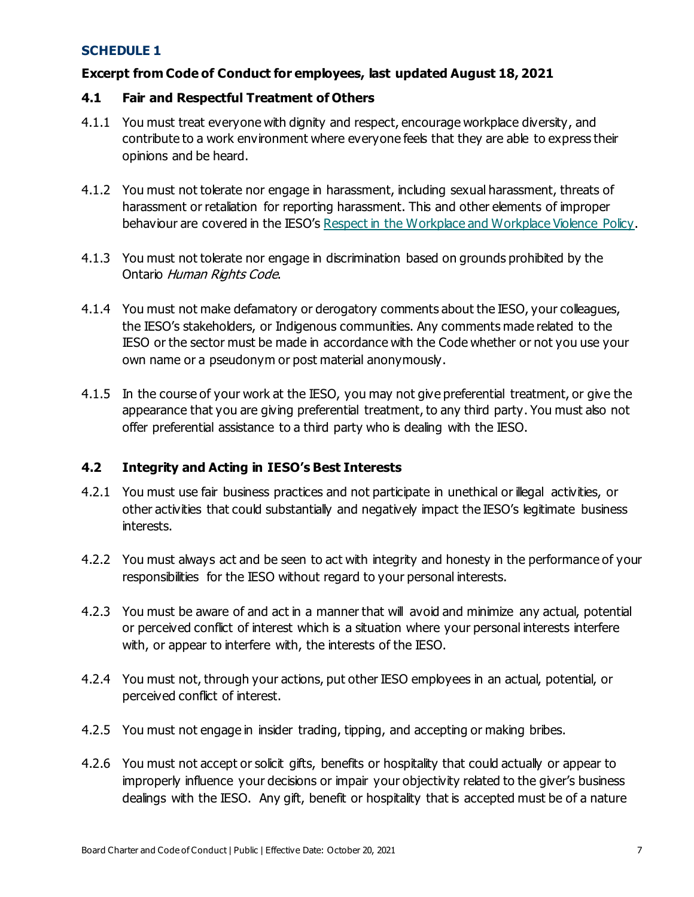## SCHEDULE 1

**Excerpt from Code of Conduct for employees, last updated August 18, 2021**

### 4.1 Fair and Respectful Treatment of Others

4.1.1 You must treat everyone with dignity and respect, encourage workplace diversity, and contribute to a work environment where everyone feels that they are able to express their opinions and be heard.

4.1.2 You must not tolerate nor engage in harassment, including sexual harassment, threats of harassment or retaliation for reporting harassment. This and other elements of improper behaviour are covered in the IESO's Respect in the Workplace and Workplace Violence Policy.

4.1.3 You must not tolerate nor engage in discrimination based on grounds prohibited by the Ontario *Human Rights Code*.

4.1.4 You must not make defamatory or derogatory comments about the IESO, your colleagues, the IESO's stakeholders, or Indigenous communities. Any comments made related to the IESO or the sector must be made in accordance with the Code whether or not you use your own name or a pseudonym or post material anonymously.

4.1.5 In the course of your work at the IESO, you may not give preferential treatment, or give the appearance that you are giving preferential treatment, to any third party. You must also not offer preferential assistance to a third party who is dealing with the IESO.

### 4.2 Integrity and Acting in IESO's Best Interests

4.2.1 You must use fair business practices and not participate in unethical or illegal activities, or other activities that could substantially and negatively impact the IESO's legitimate business interests.

4.2.2 You must always act and be seen to act with integrity and honesty in the performance of your responsibilities for the IESO without regard to your personal interests.

4.2.3 You must be aware of and act in a manner that will avoid and minimize any actual, potential or perceived conflict of interest which is a situation where your personal interests interfere with, or appear to interfere with, the interests of the IESO.

4.2.4 You must not, through your actions, put other IESO employees in an actual, potential, or perceived conflict of interest.

4.2.5 You must not engage in insider trading, tipping, and accepting or making bribes.

4.2.6 You must not accept or solicit gifts, benefits or hospitality that could actually or appear to improperly influence your decisions or impair your objectivity related to the giver's business dealings with the IESO. Any gift, benefit or hospitality that is accepted must be of a nature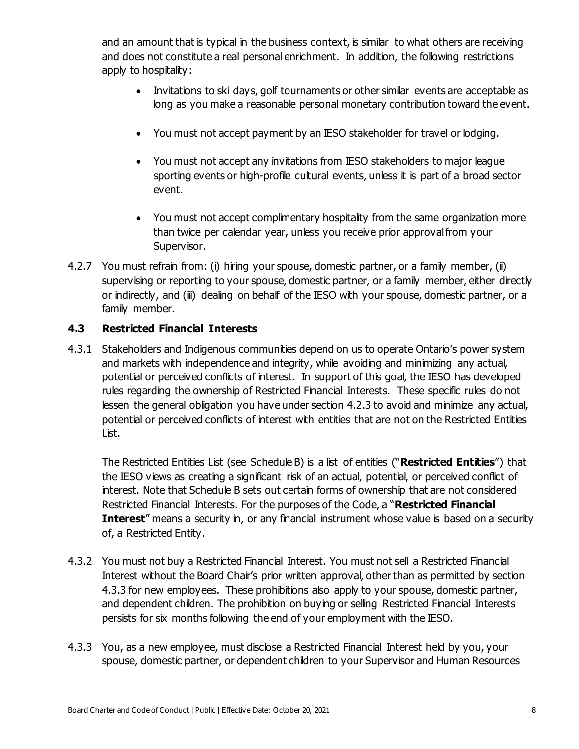and an amount that is typical in the business context, is similar to what others are receiving and does not constitute a real personal enrichment. In addition, the following restrictions apply to hospitality:

- Invitations to ski days, golf tournaments or other similar events are acceptable as long as you make a reasonable personal monetary contribution toward the event.
- You must not accept payment by an IESO stakeholder for travel or lodging.
- You must not accept any invitations from IESO stakeholders to major league sporting events or high-profile cultural events, unless it is part of a broad sector event.
- You must not accept complimentary hospitality from the same organization more than twice per calendar year, unless you receive prior approval from your Supervisor.

4.2.7 You must refrain from: (i) hiring your spouse, domestic partner, or a family member, (ii) supervising or reporting to your spouse, domestic partner, or a family member, either directly or indirectly, and (iii) dealing on behalf of the IESO with your spouse, domestic partner, or a family member.

### 4.3 Restricted Financial Interests

4.3.1 Stakeholders and Indigenous communities depend on us to operate Ontario's power system and markets with independence and integrity, while avoiding and minimizing any actual, potential or perceived conflicts of interest. In support of this goal, the IESO has developed rules regarding the ownership of Restricted Financial Interests. These specific rules do not lessen the general obligation you have under section 4.2.3 to avoid and minimize any actual, potential or perceived conflicts of interest with entities that are not on the Restricted Entities List.

The Restricted Entities List (see Schedule B) is a list of entities ("**Restricted Entities**") that the IESO views as creating a significant risk of an actual, potential, or perceived conflict of interest. Note that Schedule B sets out certain forms of ownership that are not considered Restricted Financial Interests. For the purposes of the Code, a "**Restricted Financial Interest**" means a security in, or any financial instrument whose value is based on a security of, a Restricted Entity.

4.3.2 You must not buy a Restricted Financial Interest. You must not sell a Restricted Financial Interest without the Board Chair's prior written approval, other than as permitted by section 4.3.3 for new employees. These prohibitions also apply to your spouse, domestic partner, and dependent children. The prohibition on buying or selling Restricted Financial Interests persists for six months following the end of your employment with the IESO.

4.3.3 You, as a new employee, must disclose a Restricted Financial Interest held by you, your spouse, domestic partner, or dependent children to your Supervisor and Human Resources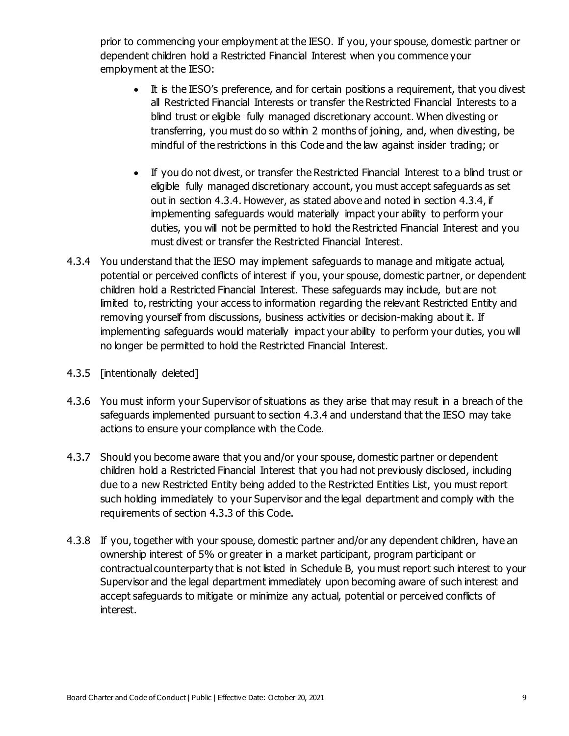prior to commencing your employment at the IESO. If you, your spouse, domestic partner or dependent children hold a Restricted Financial Interest when you commence your employment at the IESO:

- It is the IESO's preference, and for certain positions a requirement, that you divest all Restricted Financial Interests or transfer the Restricted Financial Interests to a blind trust or eligible fully managed discretionary account. When divesting or transferring, you must do so within 2 months of joining, and, when divesting, be mindful of the restrictions in this Code and the law against insider trading; or

- If you do not divest, or transfer the Restricted Financial Interest to a blind trust or eligible fully managed discretionary account, you must accept safeguards as set out in section 4.3.4. However, as stated above and noted in section 4.3.4, if implementing safeguards would materially impact your ability to perform your duties, you will not be permitted to hold the Restricted Financial Interest and you must divest or transfer the Restricted Financial Interest.

4.3.4 You understand that the IESO may implement safeguards to manage and mitigate actual, potential or perceived conflicts of interest if you, your spouse, domestic partner, or dependent children hold a Restricted Financial Interest. These safeguards may include, but are not limited to, restricting your access to information regarding the relevant Restricted Entity and removing yourself from discussions, business activities or decision-making about it. If implementing safeguards would materially impact your ability to perform your duties, you will no longer be permitted to hold the Restricted Financial Interest.

4.3.5 [intentionally deleted]

4.3.6 You must inform your Supervisor of situations as they arise that may result in a breach of the safeguards implemented pursuant to section 4.3.4 and understand that the IESO may take actions to ensure your compliance with the Code.

4.3.7 Should you become aware that you and/or your spouse, domestic partner or dependent children hold a Restricted Financial Interest that you had not previously disclosed, including due to a new Restricted Entity being added to the Restricted Entities List, you must report such holding immediately to your Supervisor and the legal department and comply with the requirements of section 4.3.3 of this Code.

4.3.8 If you, together with your spouse, domestic partner and/or any dependent children, have an ownership interest of 5% or greater in a market participant, program participant or contractual counterparty that is not listed in Schedule B, you must report such interest to your Supervisor and the legal department immediately upon becoming aware of such interest and accept safeguards to mitigate or minimize any actual, potential or perceived conflicts of interest.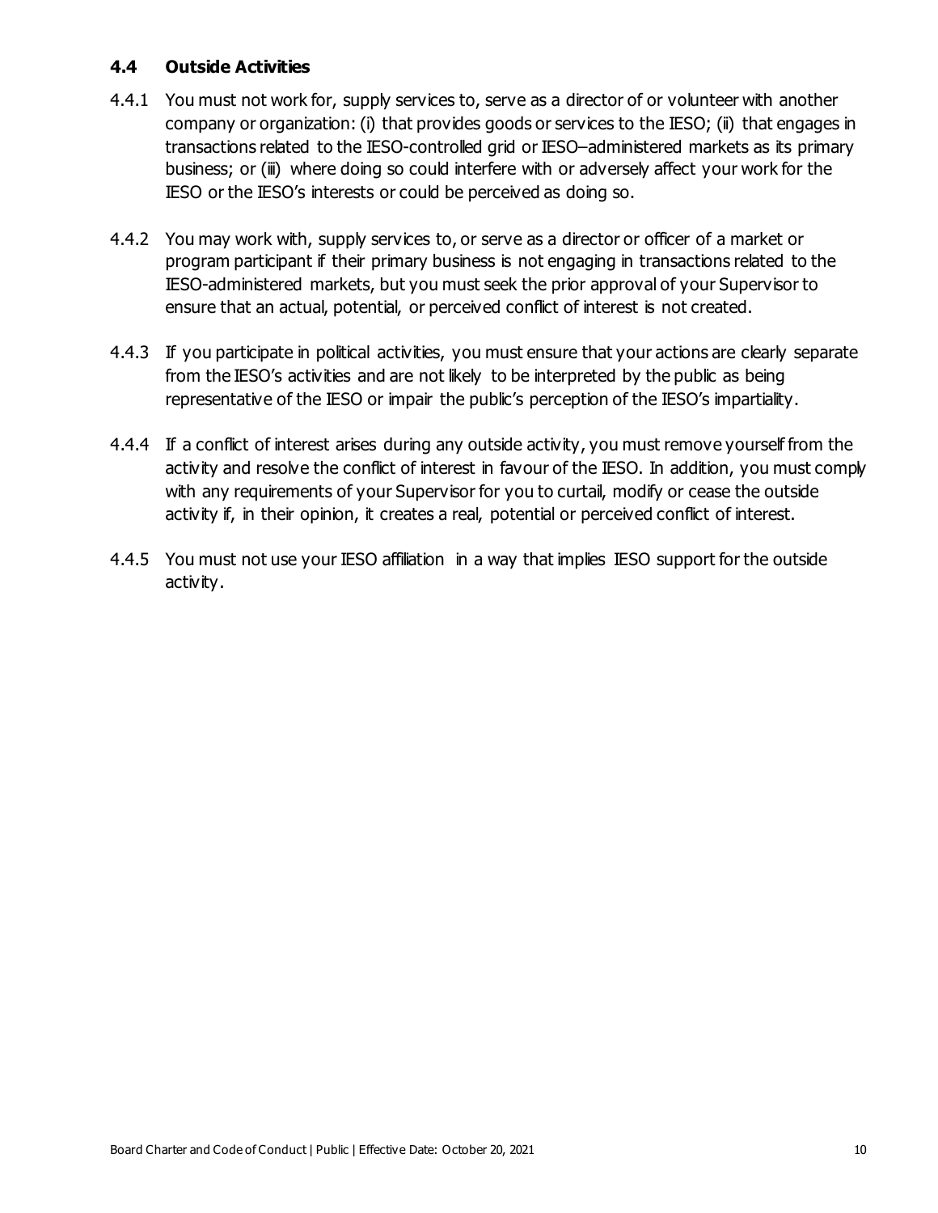### 4.4 Outside Activities

4.4.1 You must not work for, supply services to, serve as a director of or volunteer with another company or organization: (i) that provides goods or services to the IESO; (ii) that engages in transactions related to the IESO-controlled grid or IESO–administered markets as its primary business; or (iii) where doing so could interfere with or adversely affect your work for the IESO or the IESO's interests or could be perceived as doing so.

4.4.2 You may work with, supply services to, or serve as a director or officer of a market or program participant if their primary business is not engaging in transactions related to the IESO-administered markets, but you must seek the prior approval of your Supervisor to ensure that an actual, potential, or perceived conflict of interest is not created.

4.4.3 If you participate in political activities, you must ensure that your actions are clearly separate from the IESO's activities and are not likely to be interpreted by the public as being representative of the IESO or impair the public's perception of the IESO's impartiality.

4.4.4 If a conflict of interest arises during any outside activity, you must remove yourself from the activity and resolve the conflict of interest in favour of the IESO. In addition, you must comply with any requirements of your Supervisor for you to curtail, modify or cease the outside activity if, in their opinion, it creates a real, potential or perceived conflict of interest.

4.4.5 You must not use your IESO affiliation in a way that implies IESO support for the outside activity.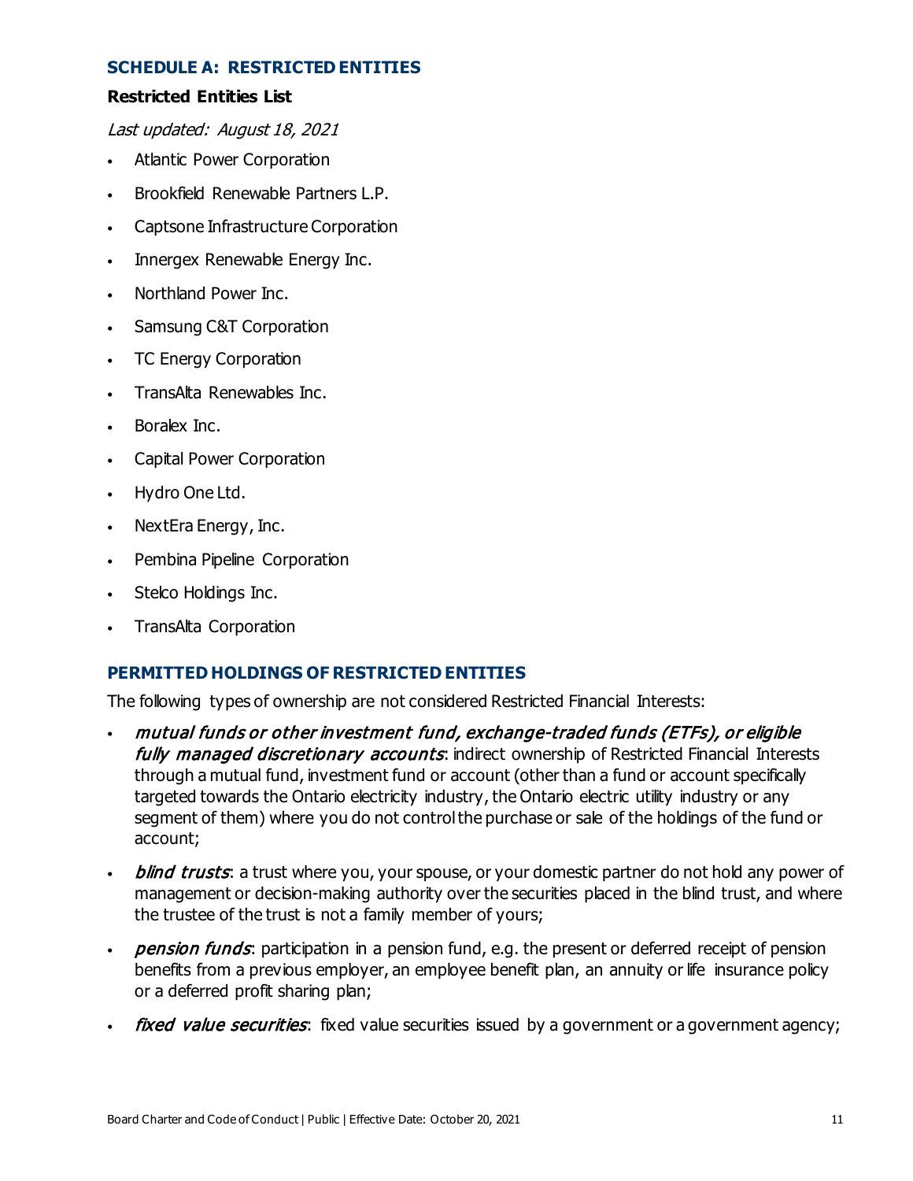## SCHEDULE A: RESTRICTED ENTITIES

**Restricted Entities List**

*Last updated: August 18, 2021*

- Atlantic Power Corporation
- Brookfield Renewable Partners L.P.
- Captsone Infrastructure Corporation
- Innergex Renewable Energy Inc.
- Northland Power Inc.
- Samsung C&T Corporation
- TC Energy Corporation
- TransAlta Renewables Inc.
- Boralex Inc.
- Capital Power Corporation
- Hydro One Ltd.
- NextEra Energy, Inc.
- Pembina Pipeline Corporation
- Stelco Holdings Inc.
- TransAlta Corporation

## PERMITTED HOLDINGS OF RESTRICTED ENTITIES

The following types of ownership are not considered Restricted Financial Interests:

- *mutual funds or other investment fund, exchange-traded funds (ETFs), or eligible fully managed discretionary accounts*: indirect ownership of Restricted Financial Interests through a mutual fund, investment fund or account (other than a fund or account specifically targeted towards the Ontario electricity industry, the Ontario electric utility industry or any segment of them) where you do not control the purchase or sale of the holdings of the fund or account;
- *blind trusts*: a trust where you, your spouse, or your domestic partner do not hold any power of management or decision-making authority over the securities placed in the blind trust, and where the trustee of the trust is not a family member of yours;
- *pension funds*: participation in a pension fund, e.g. the present or deferred receipt of pension benefits from a previous employer, an employee benefit plan, an annuity or life insurance policy or a deferred profit sharing plan;
- *fixed value securities*: fixed value securities issued by a government or a government agency;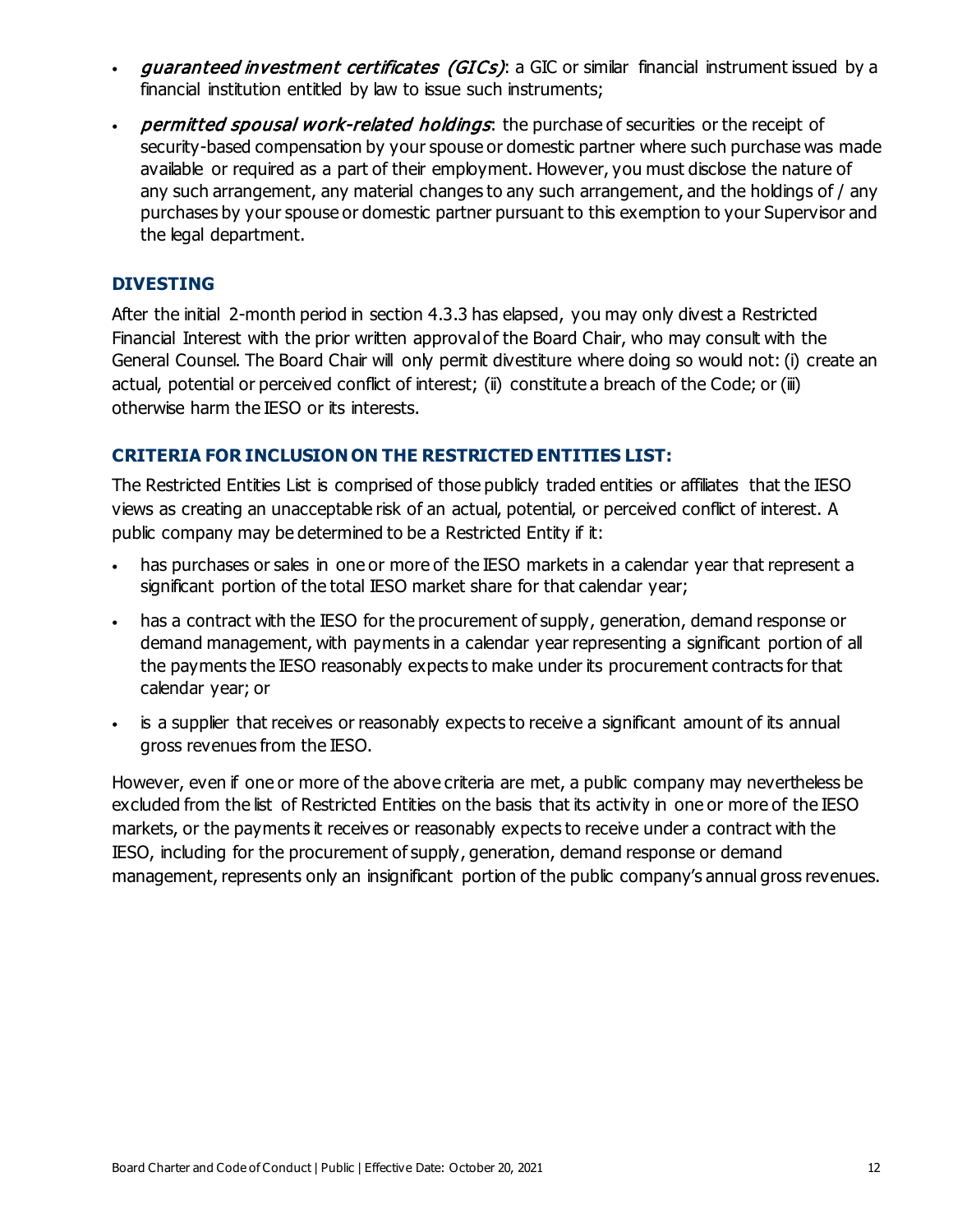- *guaranteed investment certificates (GICs)*: a GIC or similar financial instrument issued by a financial institution entitled by law to issue such instruments;
- *permitted spousal work-related holdings*: the purchase of securities or the receipt of security-based compensation by your spouse or domestic partner where such purchase was made available or required as a part of their employment. However, you must disclose the nature of any such arrangement, any material changes to any such arrangement, and the holdings of / any purchases by your spouse or domestic partner pursuant to this exemption to your Supervisor and the legal department.

### DIVESTING

After the initial 2-month period in section 4.3.3 has elapsed, you may only divest a Restricted Financial Interest with the prior written approval of the Board Chair, who may consult with the General Counsel. The Board Chair will only permit divestiture where doing so would not: (i) create an actual, potential or perceived conflict of interest; (ii) constitute a breach of the Code; or (iii) otherwise harm the IESO or its interests.

### CRITERIA FOR INCLUSION ON THE RESTRICTED ENTITIES LIST:

The Restricted Entities List is comprised of those publicly traded entities or affiliates that the IESO views as creating an unacceptable risk of an actual, potential, or perceived conflict of interest. A public company may be determined to be a Restricted Entity if it:

- has purchases or sales in one or more of the IESO markets in a calendar year that represent a significant portion of the total IESO market share for that calendar year;
- has a contract with the IESO for the procurement of supply, generation, demand response or demand management, with payments in a calendar year representing a significant portion of all the payments the IESO reasonably expects to make under its procurement contracts for that calendar year; or
- is a supplier that receives or reasonably expects to receive a significant amount of its annual gross revenues from the IESO.

However, even if one or more of the above criteria are met, a public company may nevertheless be excluded from the list of Restricted Entities on the basis that its activity in one or more of the IESO markets, or the payments it receives or reasonably expects to receive under a contract with the IESO, including for the procurement of supply, generation, demand response or demand management, represents only an insignificant portion of the public company's annual gross revenues.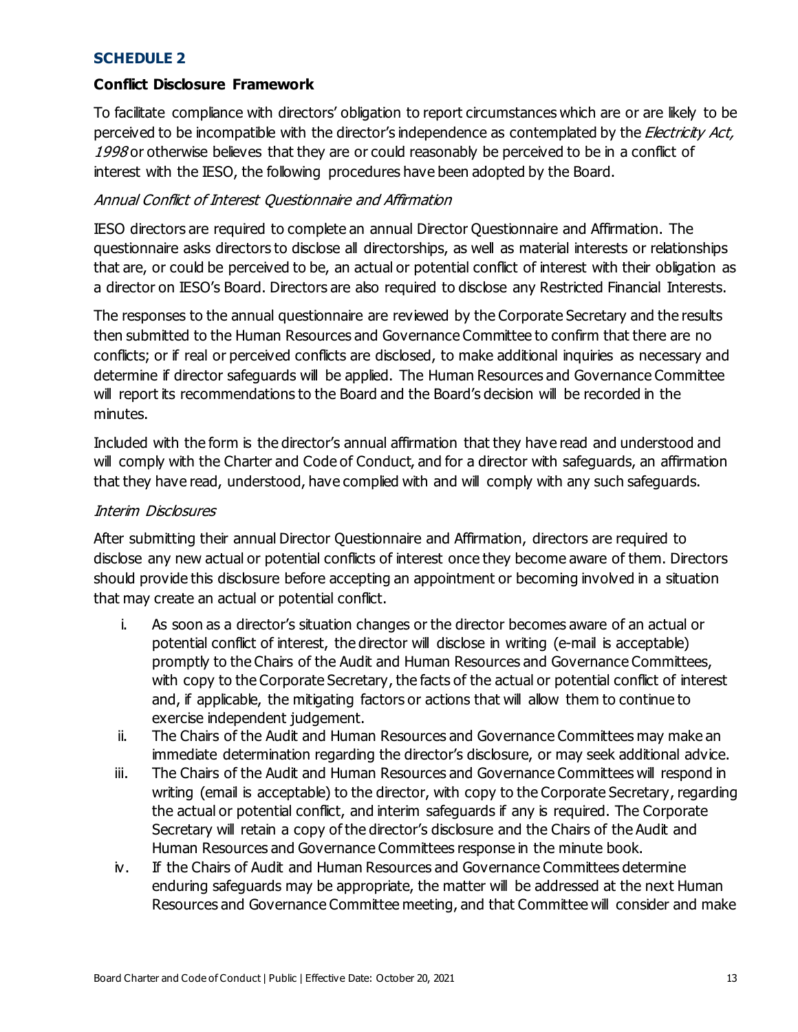## SCHEDULE 2

### Conflict Disclosure Framework

To facilitate compliance with directors' obligation to report circumstances which are or are likely to be perceived to be incompatible with the director's independence as contemplated by the *Electricity Act, 1998* or otherwise believes that they are or could reasonably be perceived to be in a conflict of interest with the IESO, the following procedures have been adopted by the Board.

*Annual Conflict of Interest Questionnaire and Affirmation*

IESO directors are required to complete an annual Director Questionnaire and Affirmation. The questionnaire asks directors to disclose all directorships, as well as material interests or relationships that are, or could be perceived to be, an actual or potential conflict of interest with their obligation as a director on IESO's Board. Directors are also required to disclose any Restricted Financial Interests.

The responses to the annual questionnaire are reviewed by the Corporate Secretary and the results then submitted to the Human Resources and Governance Committee to confirm that there are no conflicts; or if real or perceived conflicts are disclosed, to make additional inquiries as necessary and determine if director safeguards will be applied. The Human Resources and Governance Committee will report its recommendations to the Board and the Board's decision will be recorded in the minutes.

Included with the form is the director's annual affirmation that they have read and understood and will comply with the Charter and Code of Conduct, and for a director with safeguards, an affirmation that they have read, understood, have complied with and will comply with any such safeguards.

*Interim Disclosures*

After submitting their annual Director Questionnaire and Affirmation, directors are required to disclose any new actual or potential conflicts of interest once they become aware of them. Directors should provide this disclosure before accepting an appointment or becoming involved in a situation that may create an actual or potential conflict.

i. As soon as a director's situation changes or the director becomes aware of an actual or potential conflict of interest, the director will disclose in writing (e-mail is acceptable) promptly to the Chairs of the Audit and Human Resources and Governance Committees, with copy to the Corporate Secretary, the facts of the actual or potential conflict of interest and, if applicable, the mitigating factors or actions that will allow them to continue to exercise independent judgement.
ii. The Chairs of the Audit and Human Resources and Governance Committees may make an immediate determination regarding the director's disclosure, or may seek additional advice.
iii. The Chairs of the Audit and Human Resources and Governance Committees will respond in writing (email is acceptable) to the director, with copy to the Corporate Secretary, regarding the actual or potential conflict, and interim safeguards if any is required. The Corporate Secretary will retain a copy of the director's disclosure and the Chairs of the Audit and Human Resources and Governance Committees response in the minute book.
iv. If the Chairs of Audit and Human Resources and Governance Committees determine enduring safeguards may be appropriate, the matter will be addressed at the next Human Resources and Governance Committee meeting, and that Committee will consider and make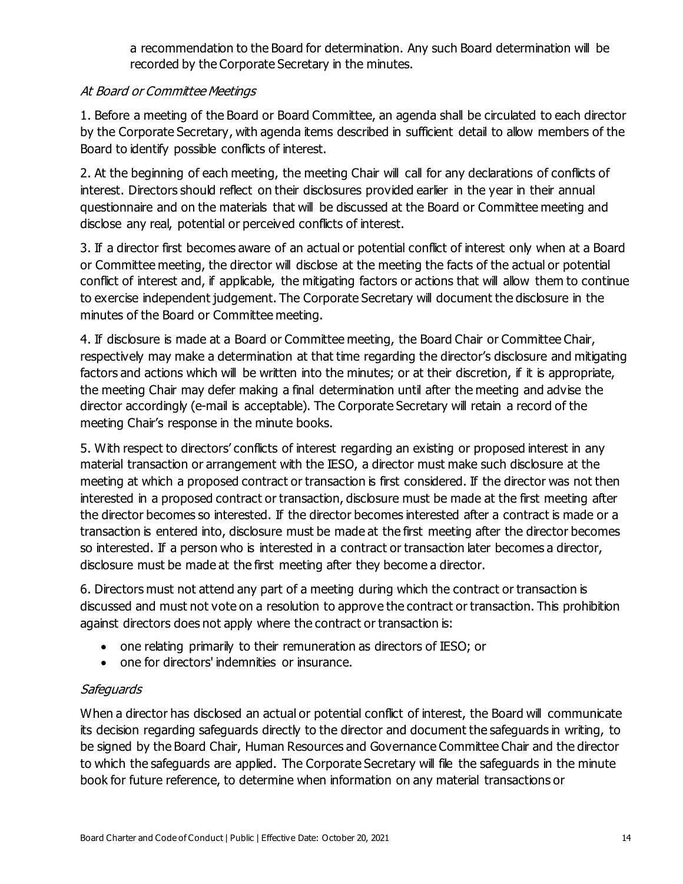a recommendation to the Board for determination. Any such Board determination will be recorded by the Corporate Secretary in the minutes.

*At Board or Committee Meetings*

1. Before a meeting of the Board or Board Committee, an agenda shall be circulated to each director by the Corporate Secretary, with agenda items described in sufficient detail to allow members of the Board to identify possible conflicts of interest.

2. At the beginning of each meeting, the meeting Chair will call for any declarations of conflicts of interest. Directors should reflect on their disclosures provided earlier in the year in their annual questionnaire and on the materials that will be discussed at the Board or Committee meeting and disclose any real, potential or perceived conflicts of interest.

3. If a director first becomes aware of an actual or potential conflict of interest only when at a Board or Committee meeting, the director will disclose at the meeting the facts of the actual or potential conflict of interest and, if applicable, the mitigating factors or actions that will allow them to continue to exercise independent judgement. The Corporate Secretary will document the disclosure in the minutes of the Board or Committee meeting.

4. If disclosure is made at a Board or Committee meeting, the Board Chair or Committee Chair, respectively may make a determination at that time regarding the director's disclosure and mitigating factors and actions which will be written into the minutes; or at their discretion, if it is appropriate, the meeting Chair may defer making a final determination until after the meeting and advise the director accordingly (e-mail is acceptable). The Corporate Secretary will retain a record of the meeting Chair's response in the minute books.

5. With respect to directors' conflicts of interest regarding an existing or proposed interest in any material transaction or arrangement with the IESO, a director must make such disclosure at the meeting at which a proposed contract or transaction is first considered. If the director was not then interested in a proposed contract or transaction, disclosure must be made at the first meeting after the director becomes so interested. If the director becomes interested after a contract is made or a transaction is entered into, disclosure must be made at the first meeting after the director becomes so interested. If a person who is interested in a contract or transaction later becomes a director, disclosure must be made at the first meeting after they become a director.

6. Directors must not attend any part of a meeting during which the contract or transaction is discussed and must not vote on a resolution to approve the contract or transaction. This prohibition against directors does not apply where the contract or transaction is:

- one relating primarily to their remuneration as directors of IESO; or
- one for directors' indemnities or insurance.

*Safeguards*

When a director has disclosed an actual or potential conflict of interest, the Board will communicate its decision regarding safeguards directly to the director and document the safeguards in writing, to be signed by the Board Chair, Human Resources and Governance Committee Chair and the director to which the safeguards are applied. The Corporate Secretary will file the safeguards in the minute book for future reference, to determine when information on any material transactions or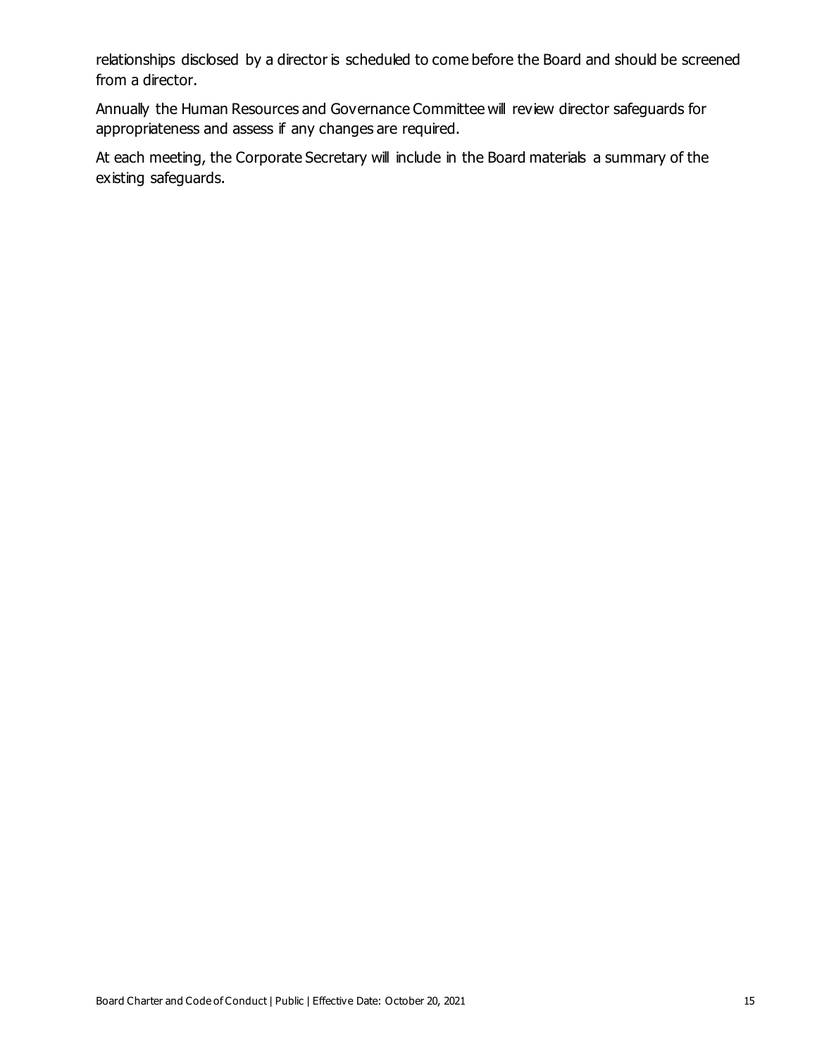relationships disclosed by a director is scheduled to come before the Board and should be screened from a director.

Annually the Human Resources and Governance Committee will review director safeguards for appropriateness and assess if any changes are required.

At each meeting, the Corporate Secretary will include in the Board materials a summary of the existing safeguards.